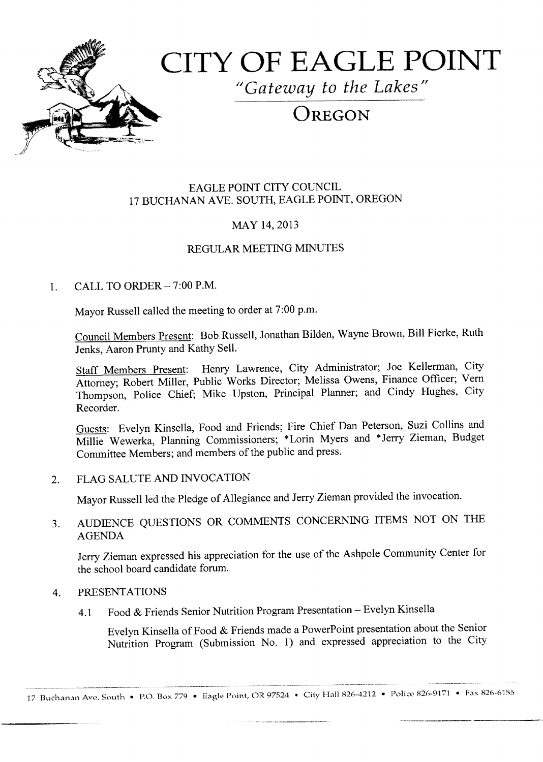# CITY OF EAGLE POINT

*"Gateway to the Lakes"*

## OREGON

EAGLE POINT CITY COUNCIL
17 BUCHANAN AVE. SOUTH, EAGLE POINT, OREGON

MAY 14, 2013

REGULAR MEETING MINUTES

1. CALL TO ORDER – 7:00 P.M.

   Mayor Russell called the meeting to order at 7:00 p.m.

   Council Members Present: Bob Russell, Jonathan Bilden, Wayne Brown, Bill Fierke, Ruth Jenks, Aaron Prunty and Kathy Sell.

   Staff Members Present: Henry Lawrence, City Administrator; Joe Kellerman, City Attorney; Robert Miller, Public Works Director; Melissa Owens, Finance Officer; Vern Thompson, Police Chief; Mike Upston, Principal Planner; and Cindy Hughes, City Recorder.

   Guests: Evelyn Kinsella, Food and Friends; Fire Chief Dan Peterson, Suzi Collins and Millie Wewerka, Planning Commissioners; *Lorin Myers and *Jerry Zieman, Budget Committee Members; and members of the public and press.

2. FLAG SALUTE AND INVOCATION

   Mayor Russell led the Pledge of Allegiance and Jerry Zieman provided the invocation.

3. AUDIENCE QUESTIONS OR COMMENTS CONCERNING ITEMS NOT ON THE AGENDA

   Jerry Zieman expressed his appreciation for the use of the Ashpole Community Center for the school board candidate forum.

4. PRESENTATIONS

   4.1 Food & Friends Senior Nutrition Program Presentation – Evelyn Kinsella

   Evelyn Kinsella of Food & Friends made a PowerPoint presentation about the Senior Nutrition Program (Submission No. 1) and expressed appreciation to the City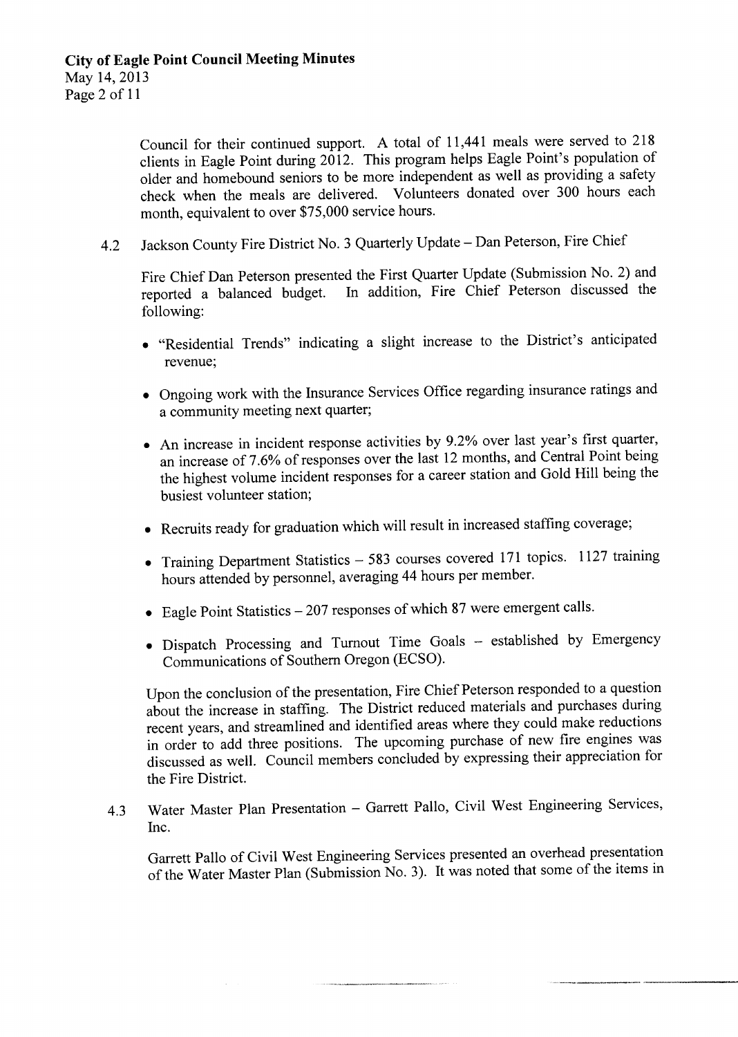Council for their continued support. A total of 11,441 meals were served to 218 clients in Eagle Point during 2012. This program helps Eagle Point's population of older and homebound seniors to be more independent as well as providing a safety check when the meals are delivered. Volunteers donated over 300 hours each month, equivalent to over $75,000 service hours.

4.2 Jackson County Fire District No. 3 Quarterly Update – Dan Peterson, Fire Chief

Fire Chief Dan Peterson presented the First Quarter Update (Submission No. 2) and reported a balanced budget. In addition, Fire Chief Peterson discussed the following:

- "Residential Trends" indicating a slight increase to the District's anticipated revenue;
- Ongoing work with the Insurance Services Office regarding insurance ratings and a community meeting next quarter;
- An increase in incident response activities by 9.2% over last year's first quarter, an increase of 7.6% of responses over the last 12 months, and Central Point being the highest volume incident responses for a career station and Gold Hill being the busiest volunteer station;
- Recruits ready for graduation which will result in increased staffing coverage;
- Training Department Statistics – 583 courses covered 171 topics. 1127 training hours attended by personnel, averaging 44 hours per member.
- Eagle Point Statistics – 207 responses of which 87 were emergent calls.
- Dispatch Processing and Turnout Time Goals – established by Emergency Communications of Southern Oregon (ECSO).

Upon the conclusion of the presentation, Fire Chief Peterson responded to a question about the increase in staffing. The District reduced materials and purchases during recent years, and streamlined and identified areas where they could make reductions in order to add three positions. The upcoming purchase of new fire engines was discussed as well. Council members concluded by expressing their appreciation for the Fire District.

4.3 Water Master Plan Presentation – Garrett Pallo, Civil West Engineering Services, Inc.

Garrett Pallo of Civil West Engineering Services presented an overhead presentation of the Water Master Plan (Submission No. 3). It was noted that some of the items in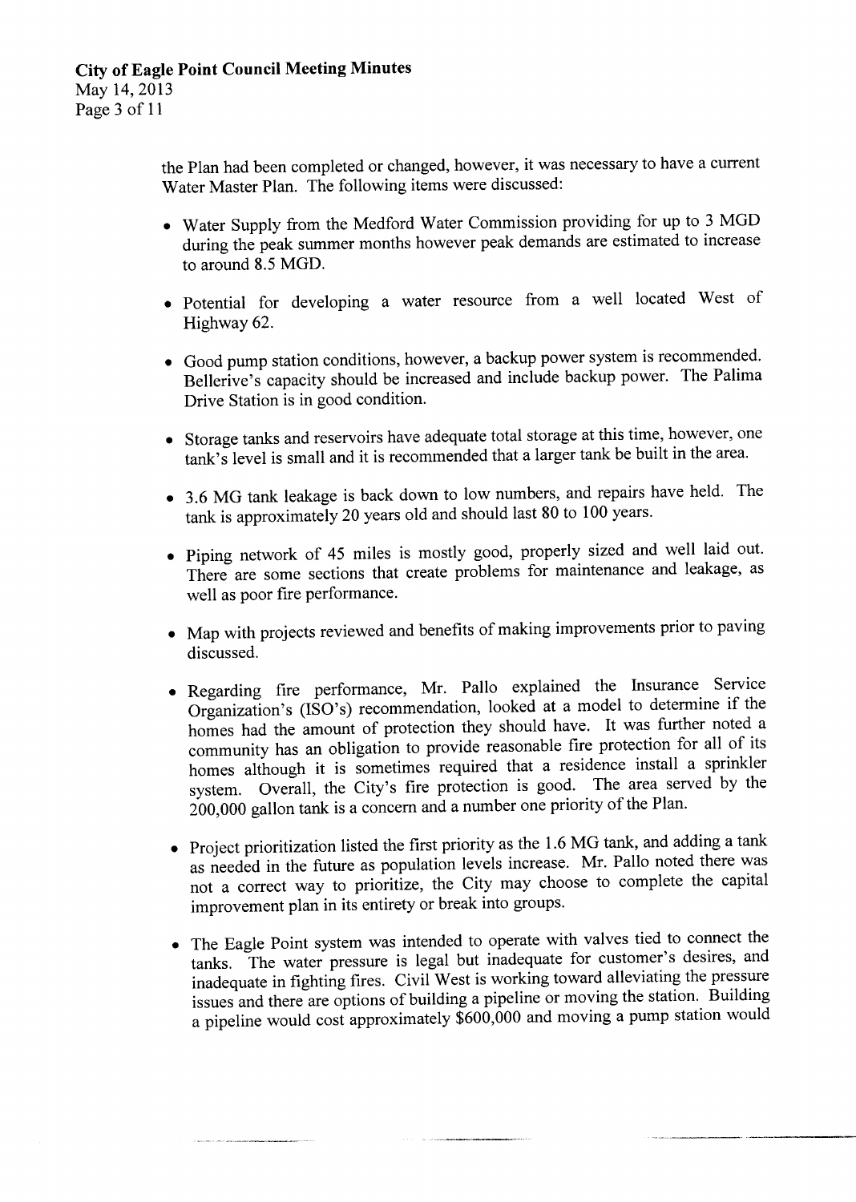the Plan had been completed or changed, however, it was necessary to have a current Water Master Plan. The following items were discussed:

- Water Supply from the Medford Water Commission providing for up to 3 MGD during the peak summer months however peak demands are estimated to increase to around 8.5 MGD.
- Potential for developing a water resource from a well located West of Highway 62.
- Good pump station conditions, however, a backup power system is recommended. Bellerive's capacity should be increased and include backup power. The Palima Drive Station is in good condition.
- Storage tanks and reservoirs have adequate total storage at this time, however, one tank's level is small and it is recommended that a larger tank be built in the area.
- 3.6 MG tank leakage is back down to low numbers, and repairs have held. The tank is approximately 20 years old and should last 80 to 100 years.
- Piping network of 45 miles is mostly good, properly sized and well laid out. There are some sections that create problems for maintenance and leakage, as well as poor fire performance.
- Map with projects reviewed and benefits of making improvements prior to paving discussed.
- Regarding fire performance, Mr. Pallo explained the Insurance Service Organization's (ISO's) recommendation, looked at a model to determine if the homes had the amount of protection they should have. It was further noted a community has an obligation to provide reasonable fire protection for all of its homes although it is sometimes required that a residence install a sprinkler system. Overall, the City's fire protection is good. The area served by the 200,000 gallon tank is a concern and a number one priority of the Plan.
- Project prioritization listed the first priority as the 1.6 MG tank, and adding a tank as needed in the future as population levels increase. Mr. Pallo noted there was not a correct way to prioritize, the City may choose to complete the capital improvement plan in its entirety or break into groups.
- The Eagle Point system was intended to operate with valves tied to connect the tanks. The water pressure is legal but inadequate for customer's desires, and inadequate in fighting fires. Civil West is working toward alleviating the pressure issues and there are options of building a pipeline or moving the station. Building a pipeline would cost approximately $600,000 and moving a pump station would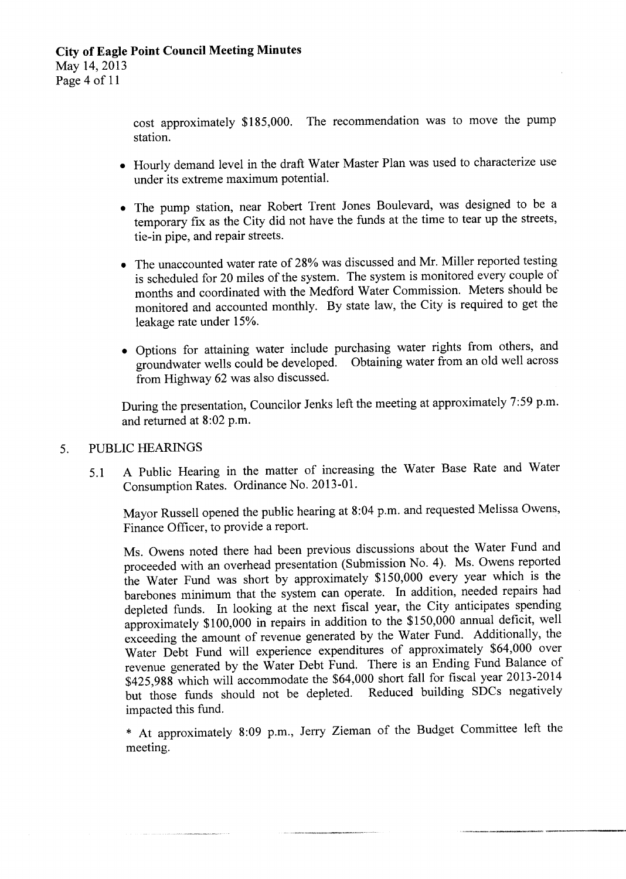cost approximately $185,000. The recommendation was to move the pump station.

- Hourly demand level in the draft Water Master Plan was used to characterize use under its extreme maximum potential.

- The pump station, near Robert Trent Jones Boulevard, was designed to be a temporary fix as the City did not have the funds at the time to tear up the streets, tie-in pipe, and repair streets.

- The unaccounted water rate of 28% was discussed and Mr. Miller reported testing is scheduled for 20 miles of the system. The system is monitored every couple of months and coordinated with the Medford Water Commission. Meters should be monitored and accounted monthly. By state law, the City is required to get the leakage rate under 15%.

- Options for attaining water include purchasing water rights from others, and groundwater wells could be developed. Obtaining water from an old well across from Highway 62 was also discussed.

During the presentation, Councilor Jenks left the meeting at approximately 7:59 p.m. and returned at 8:02 p.m.

5. PUBLIC HEARINGS

5.1 A Public Hearing in the matter of increasing the Water Base Rate and Water Consumption Rates. Ordinance No. 2013-01.

Mayor Russell opened the public hearing at 8:04 p.m. and requested Melissa Owens, Finance Officer, to provide a report.

Ms. Owens noted there had been previous discussions about the Water Fund and proceeded with an overhead presentation (Submission No. 4). Ms. Owens reported the Water Fund was short by approximately $150,000 every year which is the barebones minimum that the system can operate. In addition, needed repairs had depleted funds. In looking at the next fiscal year, the City anticipates spending approximately $100,000 in repairs in addition to the $150,000 annual deficit, well exceeding the amount of revenue generated by the Water Fund. Additionally, the Water Debt Fund will experience expenditures of approximately $64,000 over revenue generated by the Water Debt Fund. There is an Ending Fund Balance of $425,988 which will accommodate the $64,000 short fall for fiscal year 2013-2014 but those funds should not be depleted. Reduced building SDCs negatively impacted this fund.

* At approximately 8:09 p.m., Jerry Zieman of the Budget Committee left the meeting.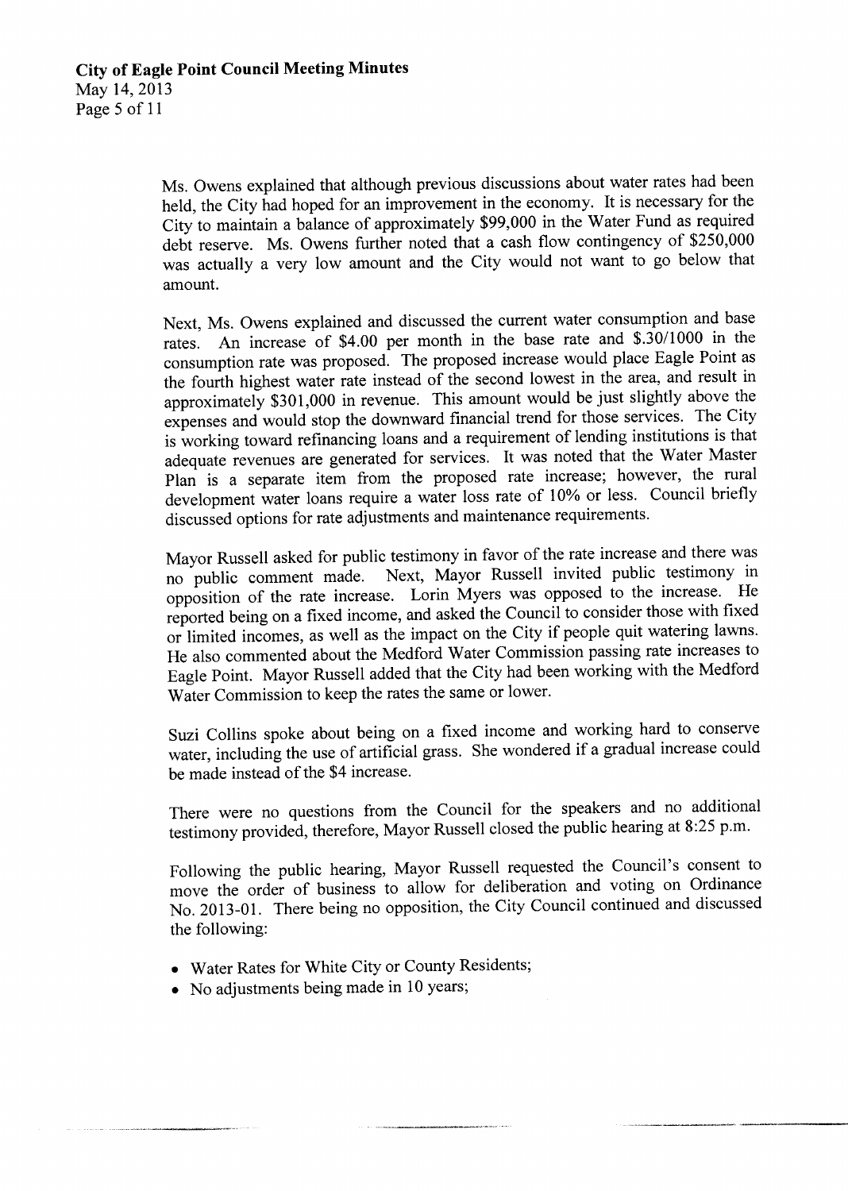Ms. Owens explained that although previous discussions about water rates had been held, the City had hoped for an improvement in the economy. It is necessary for the City to maintain a balance of approximately $99,000 in the Water Fund as required debt reserve. Ms. Owens further noted that a cash flow contingency of $250,000 was actually a very low amount and the City would not want to go below that amount.

Next, Ms. Owens explained and discussed the current water consumption and base rates. An increase of $4.00 per month in the base rate and $.30/1000 in the consumption rate was proposed. The proposed increase would place Eagle Point as the fourth highest water rate instead of the second lowest in the area, and result in approximately $301,000 in revenue. This amount would be just slightly above the expenses and would stop the downward financial trend for those services. The City is working toward refinancing loans and a requirement of lending institutions is that adequate revenues are generated for services. It was noted that the Water Master Plan is a separate item from the proposed rate increase; however, the rural development water loans require a water loss rate of 10% or less. Council briefly discussed options for rate adjustments and maintenance requirements.

Mayor Russell asked for public testimony in favor of the rate increase and there was no public comment made. Next, Mayor Russell invited public testimony in opposition of the rate increase. Lorin Myers was opposed to the increase. He reported being on a fixed income, and asked the Council to consider those with fixed or limited incomes, as well as the impact on the City if people quit watering lawns. He also commented about the Medford Water Commission passing rate increases to Eagle Point. Mayor Russell added that the City had been working with the Medford Water Commission to keep the rates the same or lower.

Suzi Collins spoke about being on a fixed income and working hard to conserve water, including the use of artificial grass. She wondered if a gradual increase could be made instead of the $4 increase.

There were no questions from the Council for the speakers and no additional testimony provided, therefore, Mayor Russell closed the public hearing at 8:25 p.m.

Following the public hearing, Mayor Russell requested the Council's consent to move the order of business to allow for deliberation and voting on Ordinance No. 2013-01. There being no opposition, the City Council continued and discussed the following:

- Water Rates for White City or County Residents;
- No adjustments being made in 10 years;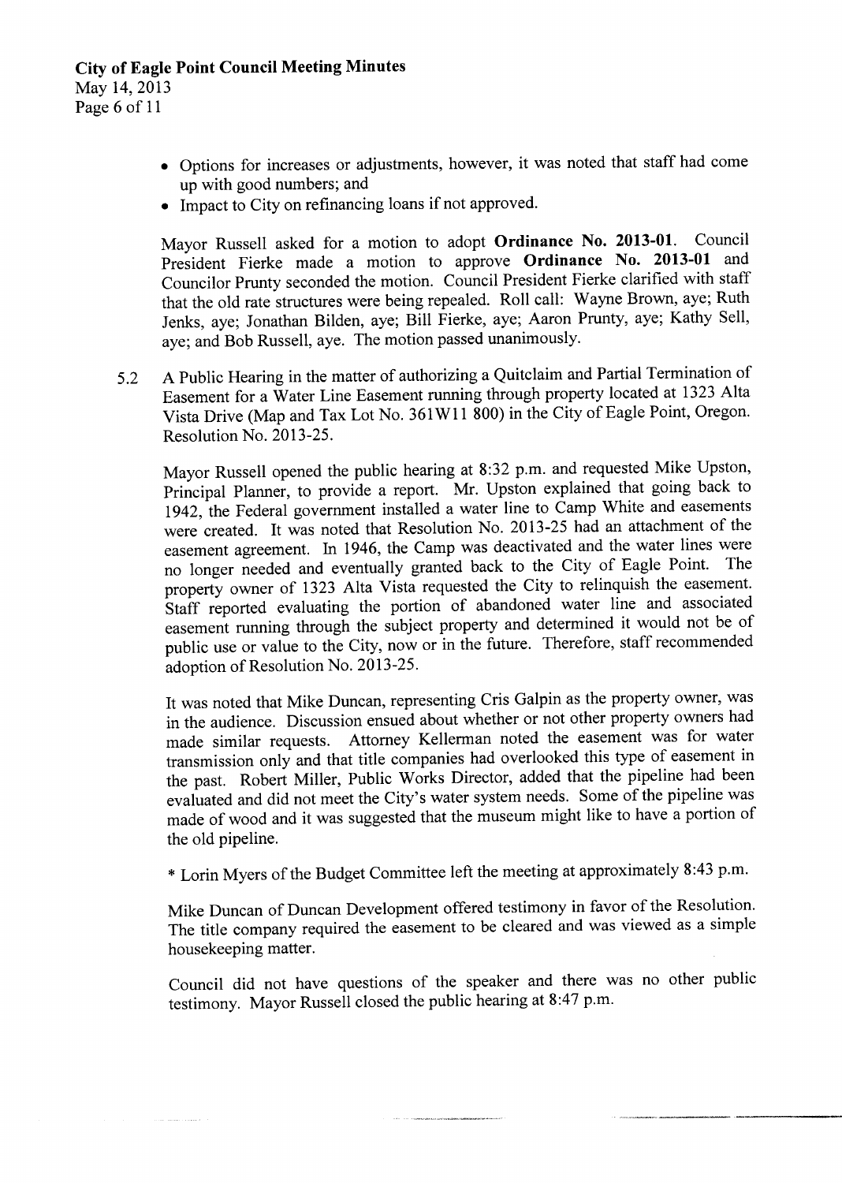- Options for increases or adjustments, however, it was noted that staff had come up with good numbers; and
- Impact to City on refinancing loans if not approved.

Mayor Russell asked for a motion to adopt **Ordinance No. 2013-01**. Council President Fierke made a motion to approve **Ordinance No. 2013-01** and Councilor Prunty seconded the motion. Council President Fierke clarified with staff that the old rate structures were being repealed. Roll call: Wayne Brown, aye; Ruth Jenks, aye; Jonathan Bilden, aye; Bill Fierke, aye; Aaron Prunty, aye; Kathy Sell, aye; and Bob Russell, aye. The motion passed unanimously.

5.2 A Public Hearing in the matter of authorizing a Quitclaim and Partial Termination of Easement for a Water Line Easement running through property located at 1323 Alta Vista Drive (Map and Tax Lot No. 361W11 800) in the City of Eagle Point, Oregon. Resolution No. 2013-25.

Mayor Russell opened the public hearing at 8:32 p.m. and requested Mike Upston, Principal Planner, to provide a report. Mr. Upston explained that going back to 1942, the Federal government installed a water line to Camp White and easements were created. It was noted that Resolution No. 2013-25 had an attachment of the easement agreement. In 1946, the Camp was deactivated and the water lines were no longer needed and eventually granted back to the City of Eagle Point. The property owner of 1323 Alta Vista requested the City to relinquish the easement. Staff reported evaluating the portion of abandoned water line and associated easement running through the subject property and determined it would not be of public use or value to the City, now or in the future. Therefore, staff recommended adoption of Resolution No. 2013-25.

It was noted that Mike Duncan, representing Cris Galpin as the property owner, was in the audience. Discussion ensued about whether or not other property owners had made similar requests. Attorney Kellerman noted the easement was for water transmission only and that title companies had overlooked this type of easement in the past. Robert Miller, Public Works Director, added that the pipeline had been evaluated and did not meet the City's water system needs. Some of the pipeline was made of wood and it was suggested that the museum might like to have a portion of the old pipeline.

\* Lorin Myers of the Budget Committee left the meeting at approximately 8:43 p.m.

Mike Duncan of Duncan Development offered testimony in favor of the Resolution. The title company required the easement to be cleared and was viewed as a simple housekeeping matter.

Council did not have questions of the speaker and there was no other public testimony. Mayor Russell closed the public hearing at 8:47 p.m.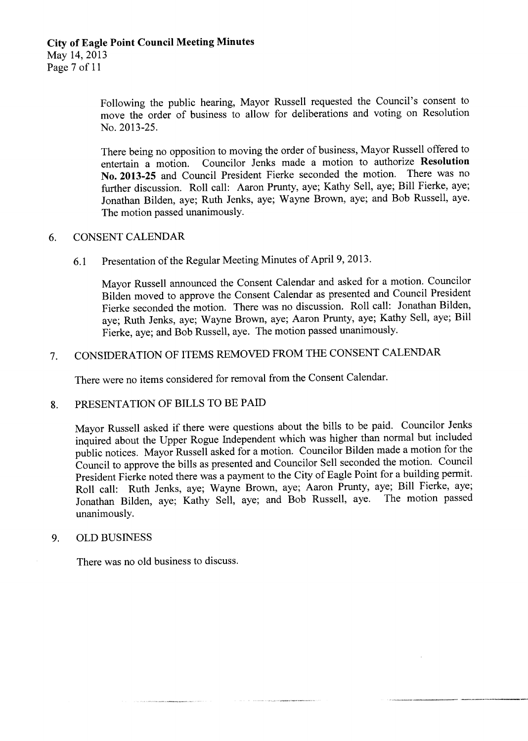Following the public hearing, Mayor Russell requested the Council's consent to move the order of business to allow for deliberations and voting on Resolution No. 2013-25.

There being no opposition to moving the order of business, Mayor Russell offered to entertain a motion. Councilor Jenks made a motion to authorize **Resolution No. 2013-25** and Council President Fierke seconded the motion. There was no further discussion. Roll call: Aaron Prunty, aye; Kathy Sell, aye; Bill Fierke, aye; Jonathan Bilden, aye; Ruth Jenks, aye; Wayne Brown, aye; and Bob Russell, aye. The motion passed unanimously.

6. CONSENT CALENDAR

   6.1 Presentation of the Regular Meeting Minutes of April 9, 2013.

   Mayor Russell announced the Consent Calendar and asked for a motion. Councilor Bilden moved to approve the Consent Calendar as presented and Council President Fierke seconded the motion. There was no discussion. Roll call: Jonathan Bilden, aye; Ruth Jenks, aye; Wayne Brown, aye; Aaron Prunty, aye; Kathy Sell, aye; Bill Fierke, aye; and Bob Russell, aye. The motion passed unanimously.

7. CONSIDERATION OF ITEMS REMOVED FROM THE CONSENT CALENDAR

   There were no items considered for removal from the Consent Calendar.

8. PRESENTATION OF BILLS TO BE PAID

   Mayor Russell asked if there were questions about the bills to be paid. Councilor Jenks inquired about the Upper Rogue Independent which was higher than normal but included public notices. Mayor Russell asked for a motion. Councilor Bilden made a motion for the Council to approve the bills as presented and Councilor Sell seconded the motion. Council President Fierke noted there was a payment to the City of Eagle Point for a building permit. Roll call: Ruth Jenks, aye; Wayne Brown, aye; Aaron Prunty, aye; Bill Fierke, aye; Jonathan Bilden, aye; Kathy Sell, aye; and Bob Russell, aye. The motion passed unanimously.

9. OLD BUSINESS

   There was no old business to discuss.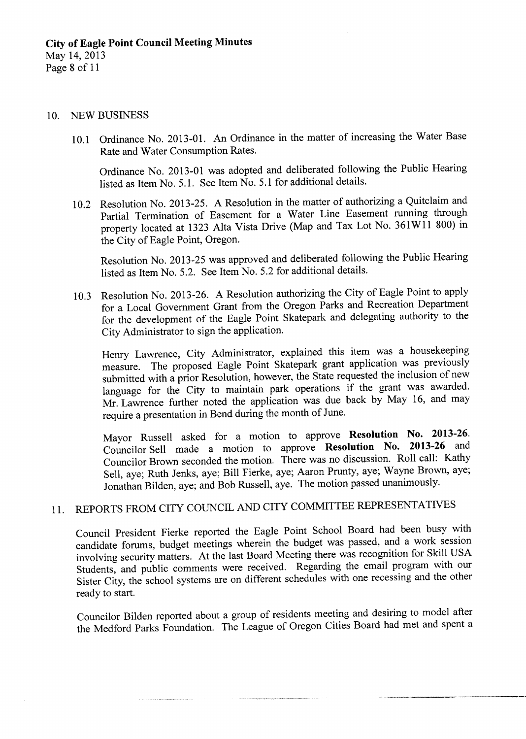## 10. NEW BUSINESS

10.1 Ordinance No. 2013-01. An Ordinance in the matter of increasing the Water Base Rate and Water Consumption Rates.

Ordinance No. 2013-01 was adopted and deliberated following the Public Hearing listed as Item No. 5.1. See Item No. 5.1 for additional details.

10.2 Resolution No. 2013-25. A Resolution in the matter of authorizing a Quitclaim and Partial Termination of Easement for a Water Line Easement running through property located at 1323 Alta Vista Drive (Map and Tax Lot No. 361W11 800) in the City of Eagle Point, Oregon.

Resolution No. 2013-25 was approved and deliberated following the Public Hearing listed as Item No. 5.2. See Item No. 5.2 for additional details.

10.3 Resolution No. 2013-26. A Resolution authorizing the City of Eagle Point to apply for a Local Government Grant from the Oregon Parks and Recreation Department for the development of the Eagle Point Skatepark and delegating authority to the City Administrator to sign the application.

Henry Lawrence, City Administrator, explained this item was a housekeeping measure. The proposed Eagle Point Skatepark grant application was previously submitted with a prior Resolution, however, the State requested the inclusion of new language for the City to maintain park operations if the grant was awarded. Mr. Lawrence further noted the application was due back by May 16, and may require a presentation in Bend during the month of June.

Mayor Russell asked for a motion to approve **Resolution No. 2013-26.** Councilor Sell made a motion to approve **Resolution No. 2013-26** and Councilor Brown seconded the motion. There was no discussion. Roll call: Kathy Sell, aye; Ruth Jenks, aye; Bill Fierke, aye; Aaron Prunty, aye; Wayne Brown, aye; Jonathan Bilden, aye; and Bob Russell, aye. The motion passed unanimously.

## 11. REPORTS FROM CITY COUNCIL AND CITY COMMITTEE REPRESENTATIVES

Council President Fierke reported the Eagle Point School Board had been busy with candidate forums, budget meetings wherein the budget was passed, and a work session involving security matters. At the last Board Meeting there was recognition for Skill USA Students, and public comments were received. Regarding the email program with our Sister City, the school systems are on different schedules with one recessing and the other ready to start.

Councilor Bilden reported about a group of residents meeting and desiring to model after the Medford Parks Foundation. The League of Oregon Cities Board had met and spent a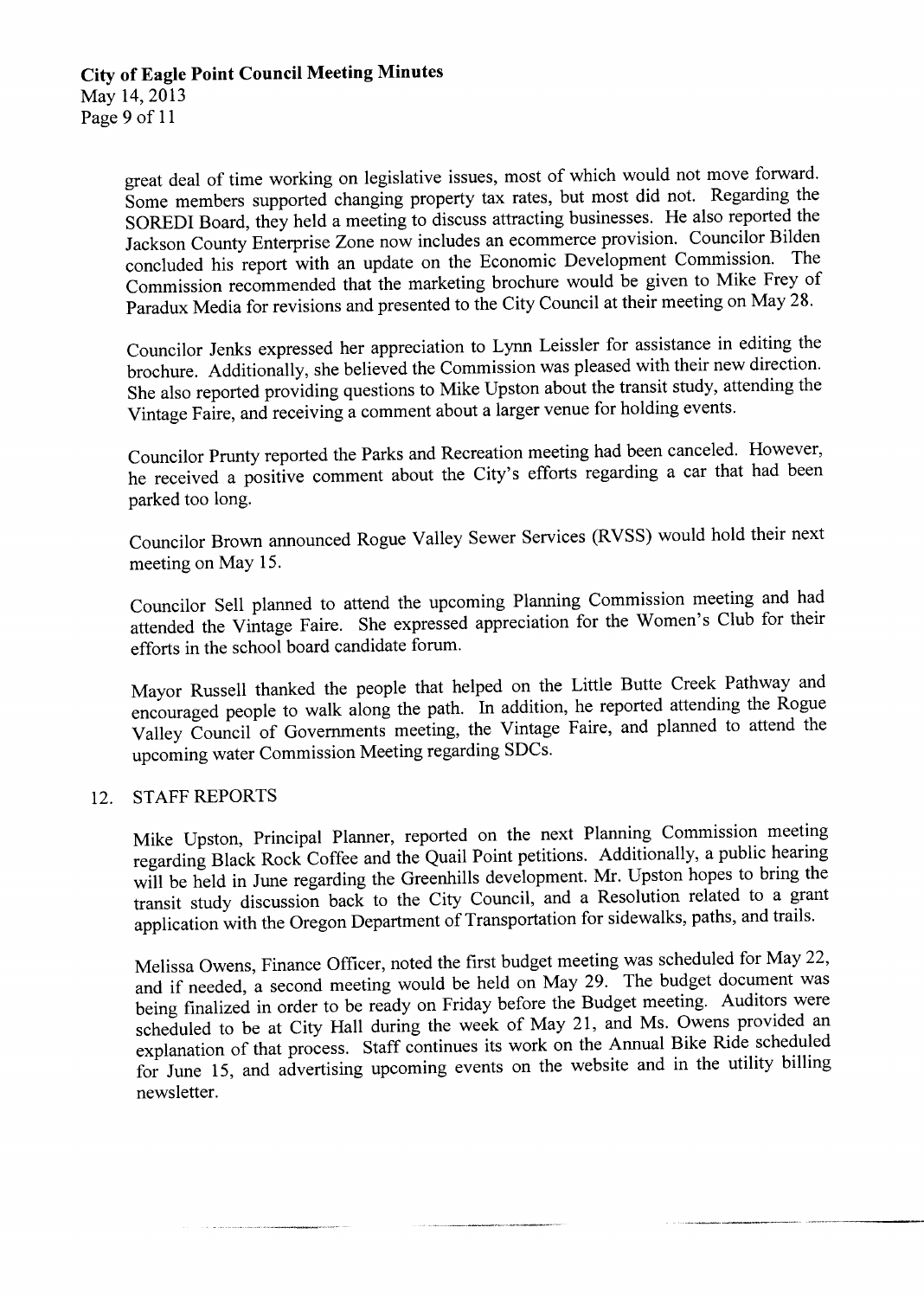great deal of time working on legislative issues, most of which would not move forward. Some members supported changing property tax rates, but most did not. Regarding the SOREDI Board, they held a meeting to discuss attracting businesses. He also reported the Jackson County Enterprise Zone now includes an ecommerce provision. Councilor Bilden concluded his report with an update on the Economic Development Commission. The Commission recommended that the marketing brochure would be given to Mike Frey of Paradux Media for revisions and presented to the City Council at their meeting on May 28.

Councilor Jenks expressed her appreciation to Lynn Leissler for assistance in editing the brochure. Additionally, she believed the Commission was pleased with their new direction. She also reported providing questions to Mike Upston about the transit study, attending the Vintage Faire, and receiving a comment about a larger venue for holding events.

Councilor Prunty reported the Parks and Recreation meeting had been canceled. However, he received a positive comment about the City's efforts regarding a car that had been parked too long.

Councilor Brown announced Rogue Valley Sewer Services (RVSS) would hold their next meeting on May 15.

Councilor Sell planned to attend the upcoming Planning Commission meeting and had attended the Vintage Faire. She expressed appreciation for the Women's Club for their efforts in the school board candidate forum.

Mayor Russell thanked the people that helped on the Little Butte Creek Pathway and encouraged people to walk along the path. In addition, he reported attending the Rogue Valley Council of Governments meeting, the Vintage Faire, and planned to attend the upcoming water Commission Meeting regarding SDCs.

12. STAFF REPORTS

Mike Upston, Principal Planner, reported on the next Planning Commission meeting regarding Black Rock Coffee and the Quail Point petitions. Additionally, a public hearing will be held in June regarding the Greenhills development. Mr. Upston hopes to bring the transit study discussion back to the City Council, and a Resolution related to a grant application with the Oregon Department of Transportation for sidewalks, paths, and trails.

Melissa Owens, Finance Officer, noted the first budget meeting was scheduled for May 22, and if needed, a second meeting would be held on May 29. The budget document was being finalized in order to be ready on Friday before the Budget meeting. Auditors were scheduled to be at City Hall during the week of May 21, and Ms. Owens provided an explanation of that process. Staff continues its work on the Annual Bike Ride scheduled for June 15, and advertising upcoming events on the website and in the utility billing newsletter.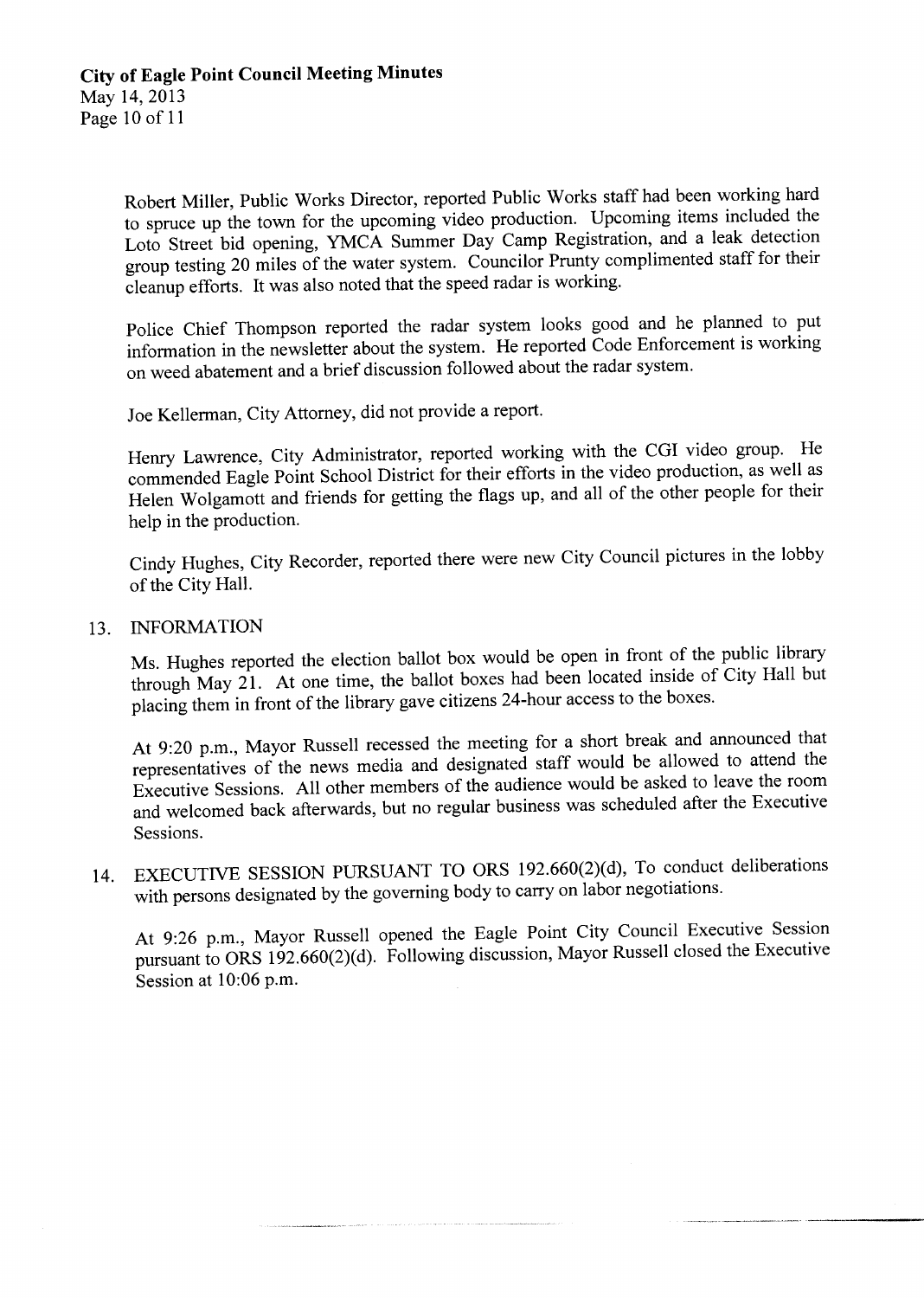Robert Miller, Public Works Director, reported Public Works staff had been working hard to spruce up the town for the upcoming video production. Upcoming items included the Loto Street bid opening, YMCA Summer Day Camp Registration, and a leak detection group testing 20 miles of the water system. Councilor Prunty complimented staff for their cleanup efforts. It was also noted that the speed radar is working.

Police Chief Thompson reported the radar system looks good and he planned to put information in the newsletter about the system. He reported Code Enforcement is working on weed abatement and a brief discussion followed about the radar system.

Joe Kellerman, City Attorney, did not provide a report.

Henry Lawrence, City Administrator, reported working with the CGI video group. He commended Eagle Point School District for their efforts in the video production, as well as Helen Wolgamott and friends for getting the flags up, and all of the other people for their help in the production.

Cindy Hughes, City Recorder, reported there were new City Council pictures in the lobby of the City Hall.

13. INFORMATION

Ms. Hughes reported the election ballot box would be open in front of the public library through May 21. At one time, the ballot boxes had been located inside of City Hall but placing them in front of the library gave citizens 24-hour access to the boxes.

At 9:20 p.m., Mayor Russell recessed the meeting for a short break and announced that representatives of the news media and designated staff would be allowed to attend the Executive Sessions. All other members of the audience would be asked to leave the room and welcomed back afterwards, but no regular business was scheduled after the Executive Sessions.

14. EXECUTIVE SESSION PURSUANT TO ORS 192.660(2)(d), To conduct deliberations with persons designated by the governing body to carry on labor negotiations.

At 9:26 p.m., Mayor Russell opened the Eagle Point City Council Executive Session pursuant to ORS 192.660(2)(d). Following discussion, Mayor Russell closed the Executive Session at 10:06 p.m.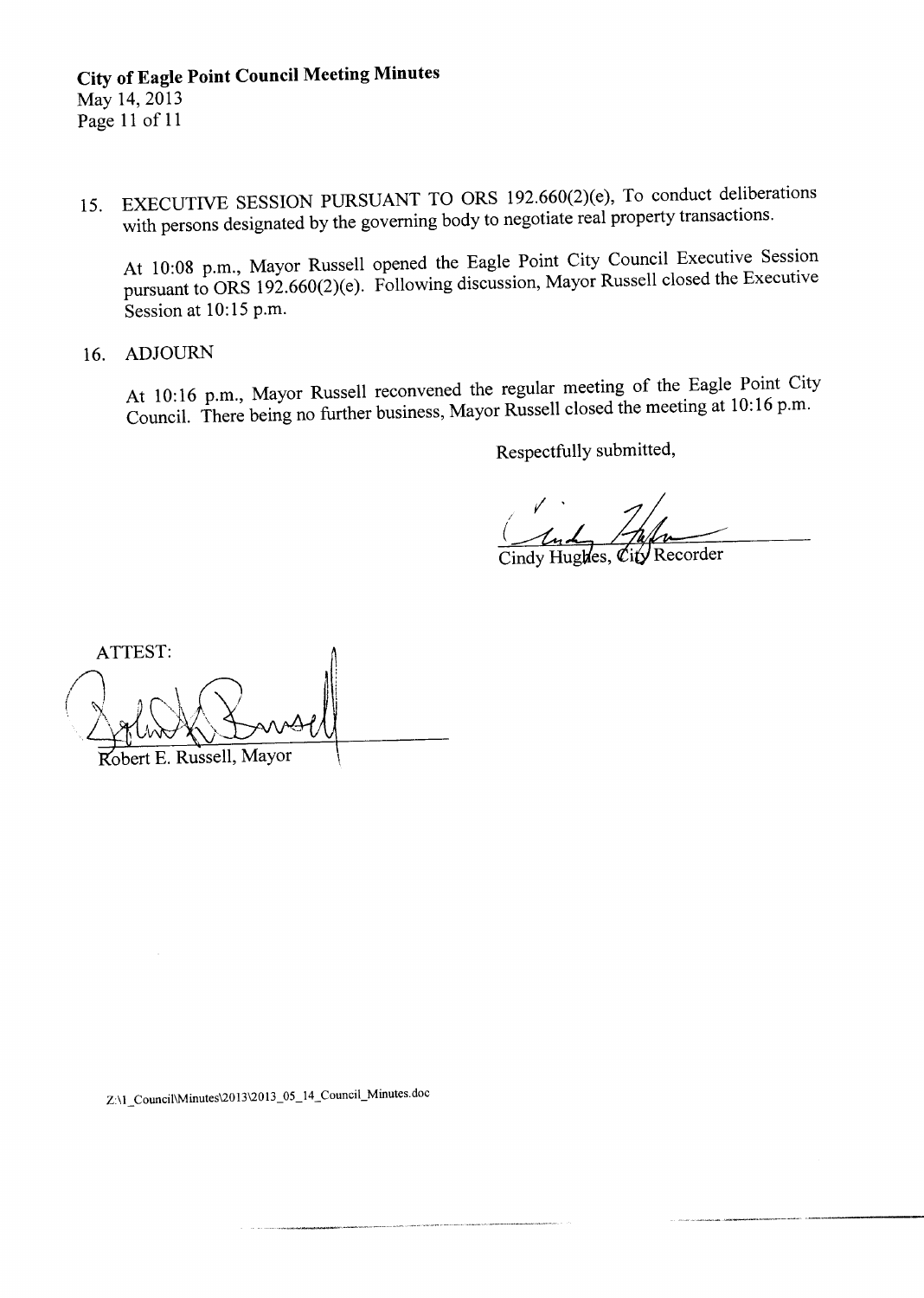15. EXECUTIVE SESSION PURSUANT TO ORS 192.660(2)(e), To conduct deliberations with persons designated by the governing body to negotiate real property transactions.

    At 10:08 p.m., Mayor Russell opened the Eagle Point City Council Executive Session pursuant to ORS 192.660(2)(e). Following discussion, Mayor Russell closed the Executive Session at 10:15 p.m.

16. ADJOURN

    At 10:16 p.m., Mayor Russell reconvened the regular meeting of the Eagle Point City Council. There being no further business, Mayor Russell closed the meeting at 10:16 p.m.

Respectfully submitted,

Cindy Hughes, City Recorder

ATTEST:

Robert E. Russell, Mayor

Z:\1_Council\Minutes\2013\2013_05_14_Council_Minutes.doc